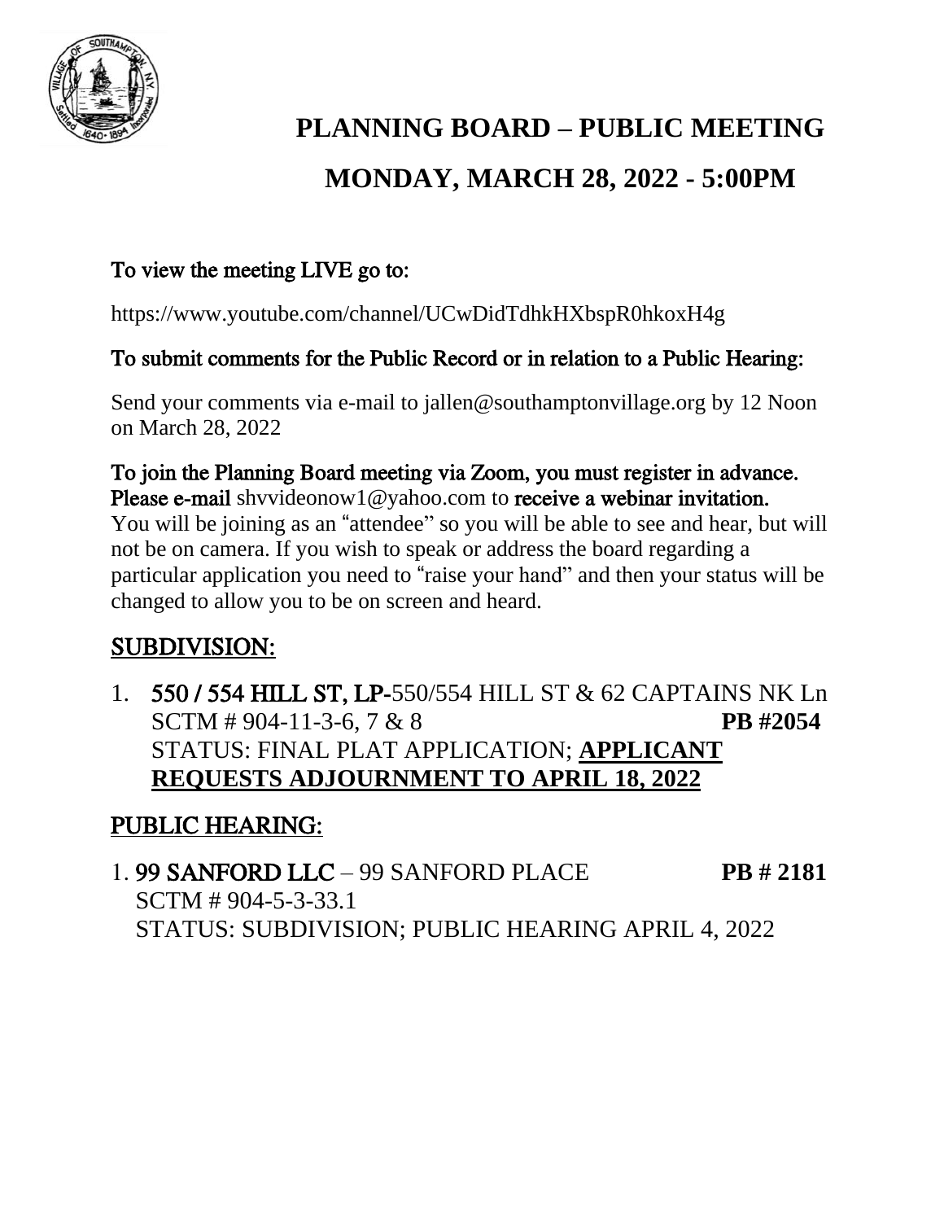# PLANNING BOARD – PUBLIC MEETING

# MONDAY, MARCH 28, 2022 - 5:00PM

**To view the meeting LIVE go to:**

https://www.youtube.com/channel/UCwDidTdhkHXbspR0hkoxH4g

**To submit comments for the Public Record or in relation to a Public Hearing:**

Send your comments via e-mail to jallen@southamptonvillage.org by 12 Noon on March 28, 2022

**To join the Planning Board meeting via Zoom, you must register in advance. Please e-mail** shvvideonow1@yahoo.com to **receive a webinar invitation.**
You will be joining as an "attendee" so you will be able to see and hear, but will not be on camera. If you wish to speak or address the board regarding a particular application you need to "raise your hand" and then your status will be changed to allow you to be on screen and heard.

## SUBDIVISION:

1. **550 / 554 HILL ST, LP-**550/554 HILL ST & 62 CAPTAINS NK Ln
   SCTM # 904-11-3-6, 7 & 8 **PB #2054**
   STATUS: FINAL PLAT APPLICATION; **APPLICANT REQUESTS ADJOURNMENT TO APRIL 18, 2022**

## PUBLIC HEARING:

1. **99 SANFORD LLC** – 99 SANFORD PLACE **PB # 2181**
   SCTM # 904-5-3-33.1
   STATUS: SUBDIVISION; PUBLIC HEARING APRIL 4, 2022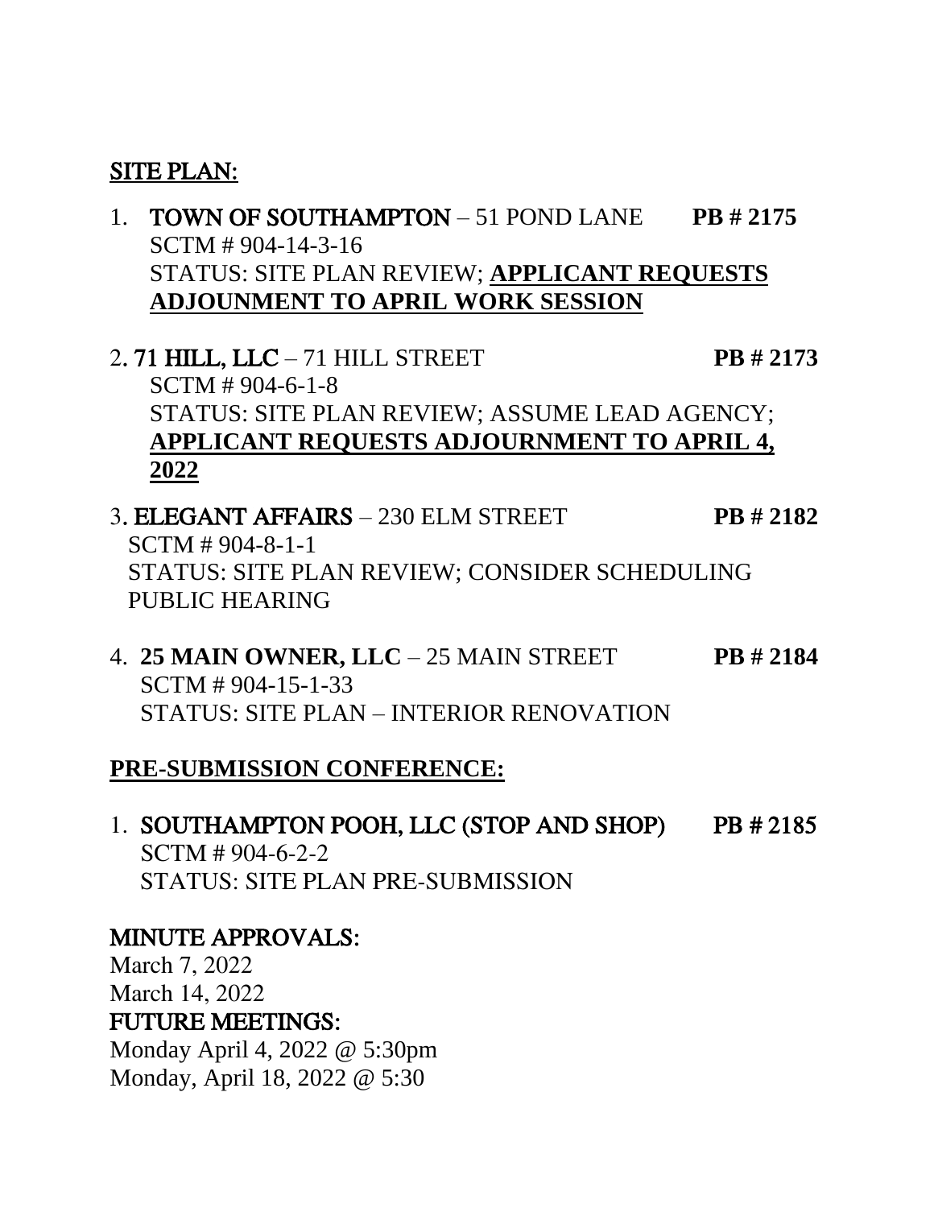## SITE PLAN:

1. **TOWN OF SOUTHAMPTON** – 51 POND LANE **PB # 2175**
   SCTM # 904-14-3-16
   STATUS: SITE PLAN REVIEW; **APPLICANT REQUESTS ADJOUNMENT TO APRIL WORK SESSION**

2. **71 HILL, LLC** – 71 HILL STREET **PB # 2173**
   SCTM # 904-6-1-8
   STATUS: SITE PLAN REVIEW; ASSUME LEAD AGENCY; **APPLICANT REQUESTS ADJOURNMENT TO APRIL 4, 2022**

3. **ELEGANT AFFAIRS** – 230 ELM STREET **PB # 2182**
   SCTM # 904-8-1-1
   STATUS: SITE PLAN REVIEW; CONSIDER SCHEDULING PUBLIC HEARING

4. **25 MAIN OWNER, LLC** – 25 MAIN STREET **PB # 2184**
   SCTM # 904-15-1-33
   STATUS: SITE PLAN – INTERIOR RENOVATION

## PRE-SUBMISSION CONFERENCE:

1. **SOUTHAMPTON POOH, LLC (STOP AND SHOP)** **PB # 2185**
   SCTM # 904-6-2-2
   STATUS: SITE PLAN PRE-SUBMISSION

## MINUTE APPROVALS:

March 7, 2022
March 14, 2022

## FUTURE MEETINGS:

Monday April 4, 2022 @ 5:30pm
Monday, April 18, 2022 @ 5:30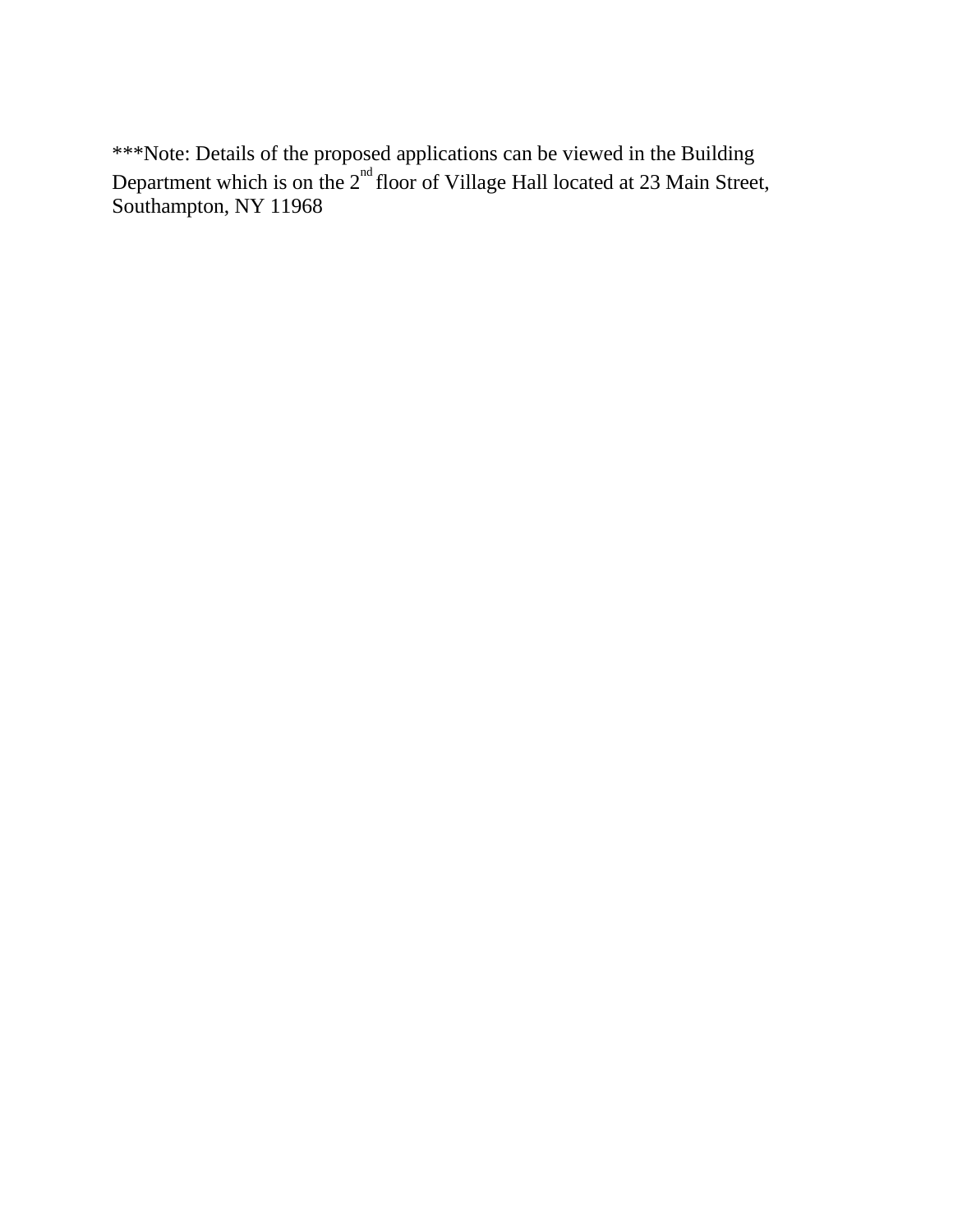***Note: Details of the proposed applications can be viewed in the Building Department which is on the 2nd floor of Village Hall located at 23 Main Street, Southampton, NY 11968